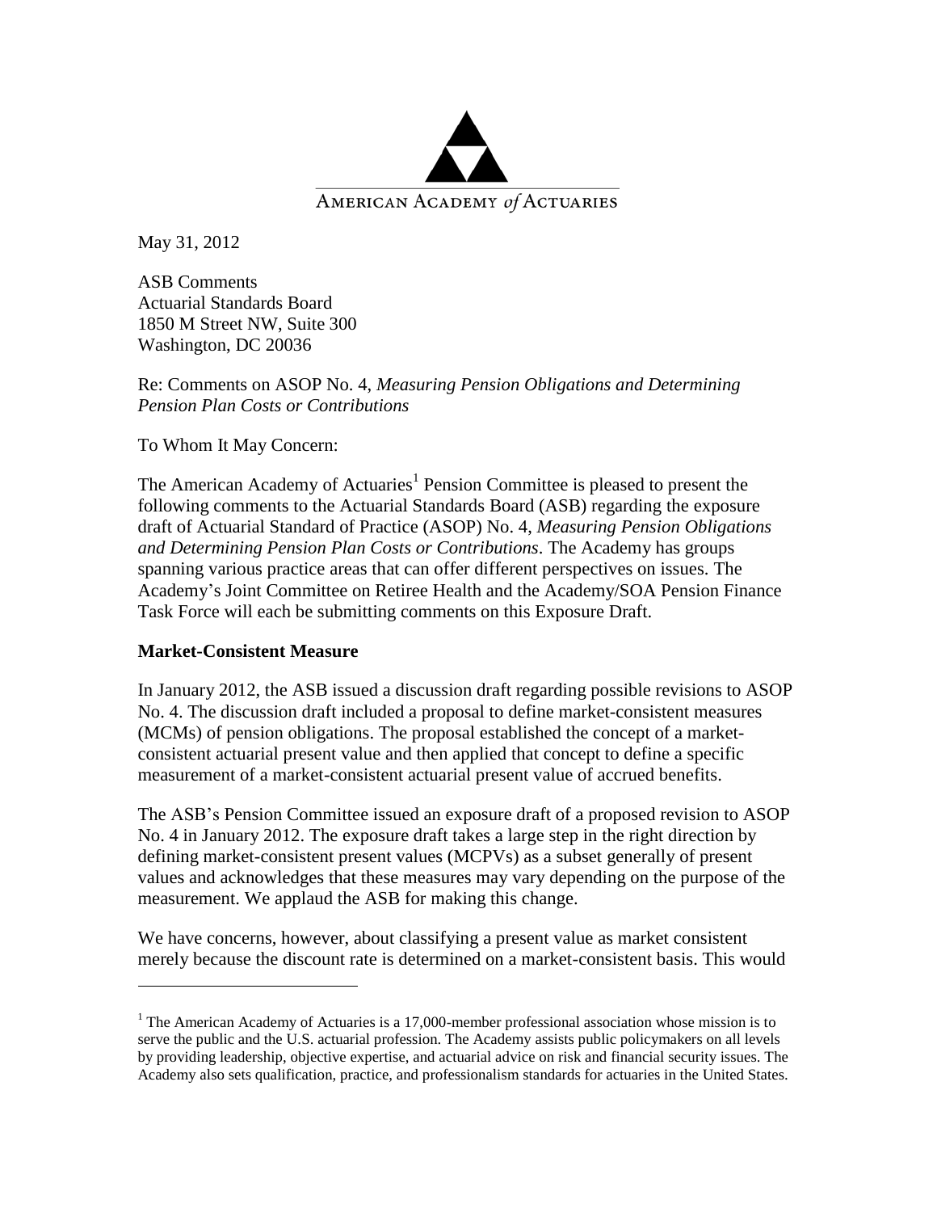AMERICAN ACADEMY *of* ACTUARIES

May 31, 2012

ASB Comments
Actuarial Standards Board
1850 M Street NW, Suite 300
Washington, DC 20036

Re: Comments on ASOP No. 4, *Measuring Pension Obligations and Determining Pension Plan Costs or Contributions*

To Whom It May Concern:

The American Academy of Actuaries[1] Pension Committee is pleased to present the following comments to the Actuarial Standards Board (ASB) regarding the exposure draft of Actuarial Standard of Practice (ASOP) No. 4, *Measuring Pension Obligations and Determining Pension Plan Costs or Contributions*. The Academy has groups spanning various practice areas that can offer different perspectives on issues. The Academy's Joint Committee on Retiree Health and the Academy/SOA Pension Finance Task Force will each be submitting comments on this Exposure Draft.

**Market-Consistent Measure**

In January 2012, the ASB issued a discussion draft regarding possible revisions to ASOP No. 4. The discussion draft included a proposal to define market-consistent measures (MCMs) of pension obligations. The proposal established the concept of a market-consistent actuarial present value and then applied that concept to define a specific measurement of a market-consistent actuarial present value of accrued benefits.

The ASB's Pension Committee issued an exposure draft of a proposed revision to ASOP No. 4 in January 2012. The exposure draft takes a large step in the right direction by defining market-consistent present values (MCPVs) as a subset generally of present values and acknowledges that these measures may vary depending on the purpose of the measurement. We applaud the ASB for making this change.

We have concerns, however, about classifying a present value as market consistent merely because the discount rate is determined on a market-consistent basis. This would

[1] The American Academy of Actuaries is a 17,000-member professional association whose mission is to serve the public and the U.S. actuarial profession. The Academy assists public policymakers on all levels by providing leadership, objective expertise, and actuarial advice on risk and financial security issues. The Academy also sets qualification, practice, and professionalism standards for actuaries in the United States.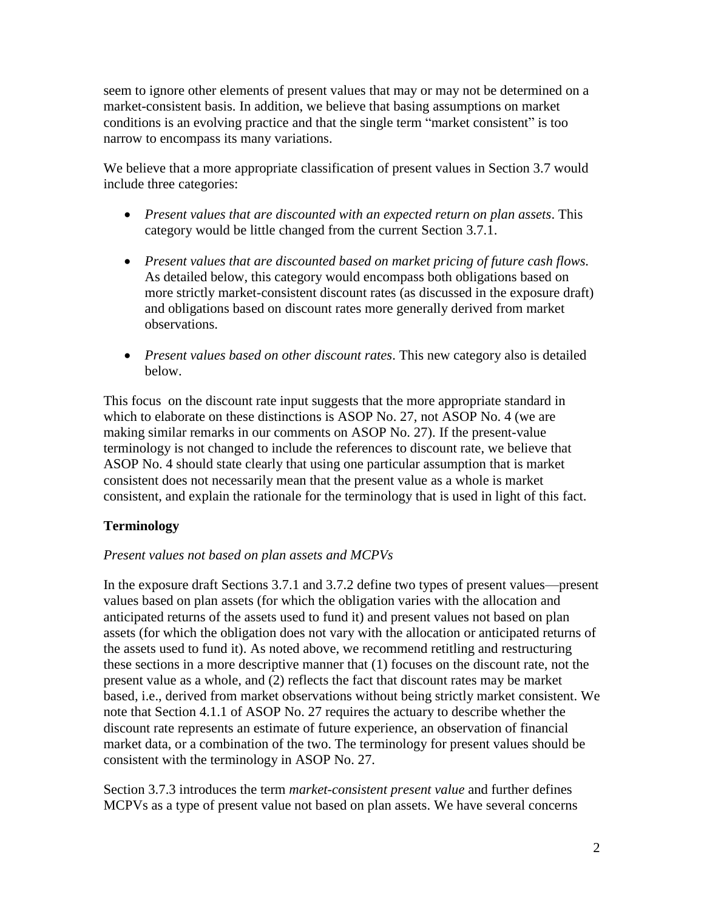seem to ignore other elements of present values that may or may not be determined on a market-consistent basis. In addition, we believe that basing assumptions on market conditions is an evolving practice and that the single term "market consistent" is too narrow to encompass its many variations.

We believe that a more appropriate classification of present values in Section 3.7 would include three categories:

- *Present values that are discounted with an expected return on plan assets*. This category would be little changed from the current Section 3.7.1.
- *Present values that are discounted based on market pricing of future cash flows.* As detailed below, this category would encompass both obligations based on more strictly market-consistent discount rates (as discussed in the exposure draft) and obligations based on discount rates more generally derived from market observations.
- *Present values based on other discount rates*. This new category also is detailed below.

This focus on the discount rate input suggests that the more appropriate standard in which to elaborate on these distinctions is ASOP No. 27, not ASOP No. 4 (we are making similar remarks in our comments on ASOP No. 27). If the present-value terminology is not changed to include the references to discount rate, we believe that ASOP No. 4 should state clearly that using one particular assumption that is market consistent does not necessarily mean that the present value as a whole is market consistent, and explain the rationale for the terminology that is used in light of this fact.

## Terminology

### *Present values not based on plan assets and MCPVs*

In the exposure draft Sections 3.7.1 and 3.7.2 define two types of present values—present values based on plan assets (for which the obligation varies with the allocation and anticipated returns of the assets used to fund it) and present values not based on plan assets (for which the obligation does not vary with the allocation or anticipated returns of the assets used to fund it). As noted above, we recommend retitling and restructuring these sections in a more descriptive manner that (1) focuses on the discount rate, not the present value as a whole, and (2) reflects the fact that discount rates may be market based, i.e., derived from market observations without being strictly market consistent. We note that Section 4.1.1 of ASOP No. 27 requires the actuary to describe whether the discount rate represents an estimate of future experience, an observation of financial market data, or a combination of the two. The terminology for present values should be consistent with the terminology in ASOP No. 27.

Section 3.7.3 introduces the term *market-consistent present value* and further defines MCPVs as a type of present value not based on plan assets. We have several concerns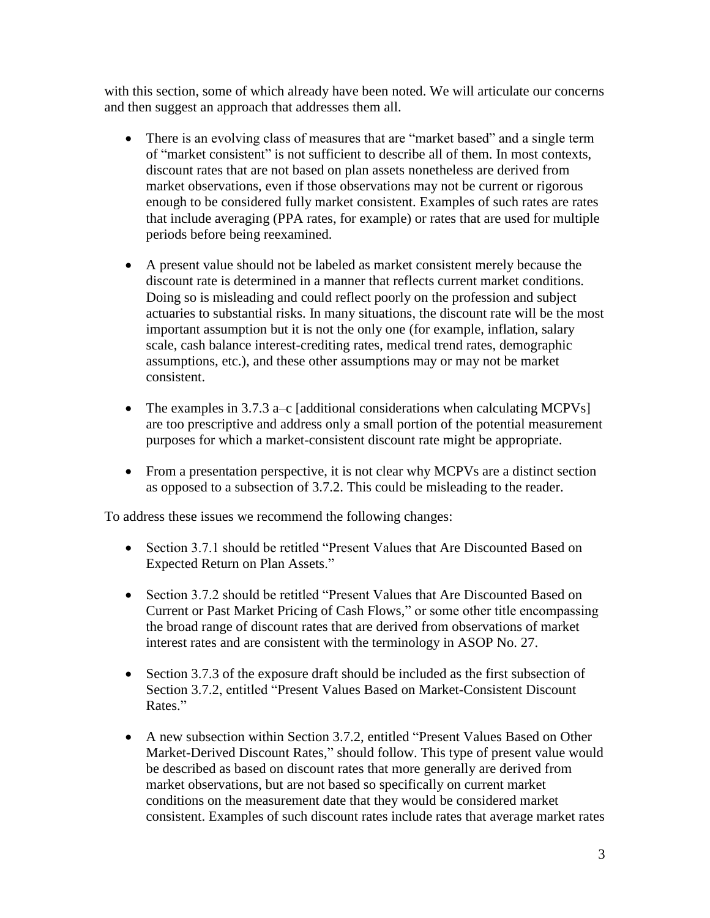with this section, some of which already have been noted. We will articulate our concerns and then suggest an approach that addresses them all.

- There is an evolving class of measures that are "market based" and a single term of "market consistent" is not sufficient to describe all of them. In most contexts, discount rates that are not based on plan assets nonetheless are derived from market observations, even if those observations may not be current or rigorous enough to be considered fully market consistent. Examples of such rates are rates that include averaging (PPA rates, for example) or rates that are used for multiple periods before being reexamined.

- A present value should not be labeled as market consistent merely because the discount rate is determined in a manner that reflects current market conditions. Doing so is misleading and could reflect poorly on the profession and subject actuaries to substantial risks. In many situations, the discount rate will be the most important assumption but it is not the only one (for example, inflation, salary scale, cash balance interest-crediting rates, medical trend rates, demographic assumptions, etc.), and these other assumptions may or may not be market consistent.

- The examples in 3.7.3 a–c [additional considerations when calculating MCPVs] are too prescriptive and address only a small portion of the potential measurement purposes for which a market-consistent discount rate might be appropriate.

- From a presentation perspective, it is not clear why MCPVs are a distinct section as opposed to a subsection of 3.7.2. This could be misleading to the reader.

To address these issues we recommend the following changes:

- Section 3.7.1 should be retitled "Present Values that Are Discounted Based on Expected Return on Plan Assets."

- Section 3.7.2 should be retitled "Present Values that Are Discounted Based on Current or Past Market Pricing of Cash Flows," or some other title encompassing the broad range of discount rates that are derived from observations of market interest rates and are consistent with the terminology in ASOP No. 27.

- Section 3.7.3 of the exposure draft should be included as the first subsection of Section 3.7.2, entitled "Present Values Based on Market-Consistent Discount Rates."

- A new subsection within Section 3.7.2, entitled "Present Values Based on Other Market-Derived Discount Rates," should follow. This type of present value would be described as based on discount rates that more generally are derived from market observations, but are not based so specifically on current market conditions on the measurement date that they would be considered market consistent. Examples of such discount rates include rates that average market rates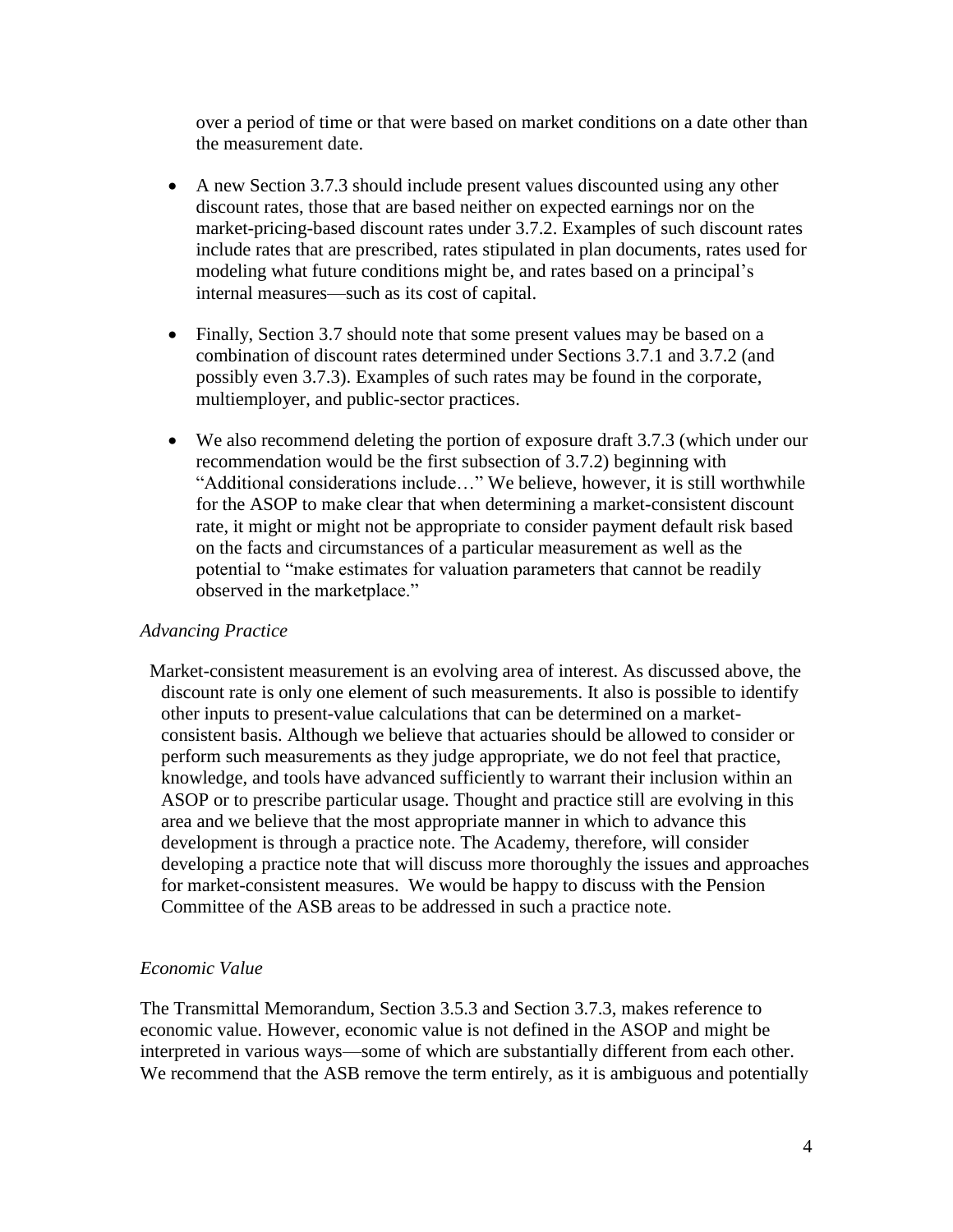over a period of time or that were based on market conditions on a date other than the measurement date.

- A new Section 3.7.3 should include present values discounted using any other discount rates, those that are based neither on expected earnings nor on the market-pricing-based discount rates under 3.7.2. Examples of such discount rates include rates that are prescribed, rates stipulated in plan documents, rates used for modeling what future conditions might be, and rates based on a principal's internal measures—such as its cost of capital.

- Finally, Section 3.7 should note that some present values may be based on a combination of discount rates determined under Sections 3.7.1 and 3.7.2 (and possibly even 3.7.3). Examples of such rates may be found in the corporate, multiemployer, and public-sector practices.

- We also recommend deleting the portion of exposure draft 3.7.3 (which under our recommendation would be the first subsection of 3.7.2) beginning with "Additional considerations include…" We believe, however, it is still worthwhile for the ASOP to make clear that when determining a market-consistent discount rate, it might or might not be appropriate to consider payment default risk based on the facts and circumstances of a particular measurement as well as the potential to "make estimates for valuation parameters that cannot be readily observed in the marketplace."

*Advancing Practice*

Market-consistent measurement is an evolving area of interest. As discussed above, the discount rate is only one element of such measurements. It also is possible to identify other inputs to present-value calculations that can be determined on a market-consistent basis. Although we believe that actuaries should be allowed to consider or perform such measurements as they judge appropriate, we do not feel that practice, knowledge, and tools have advanced sufficiently to warrant their inclusion within an ASOP or to prescribe particular usage. Thought and practice still are evolving in this area and we believe that the most appropriate manner in which to advance this development is through a practice note. The Academy, therefore, will consider developing a practice note that will discuss more thoroughly the issues and approaches for market-consistent measures. We would be happy to discuss with the Pension Committee of the ASB areas to be addressed in such a practice note.

*Economic Value*

The Transmittal Memorandum, Section 3.5.3 and Section 3.7.3, makes reference to economic value. However, economic value is not defined in the ASOP and might be interpreted in various ways—some of which are substantially different from each other. We recommend that the ASB remove the term entirely, as it is ambiguous and potentially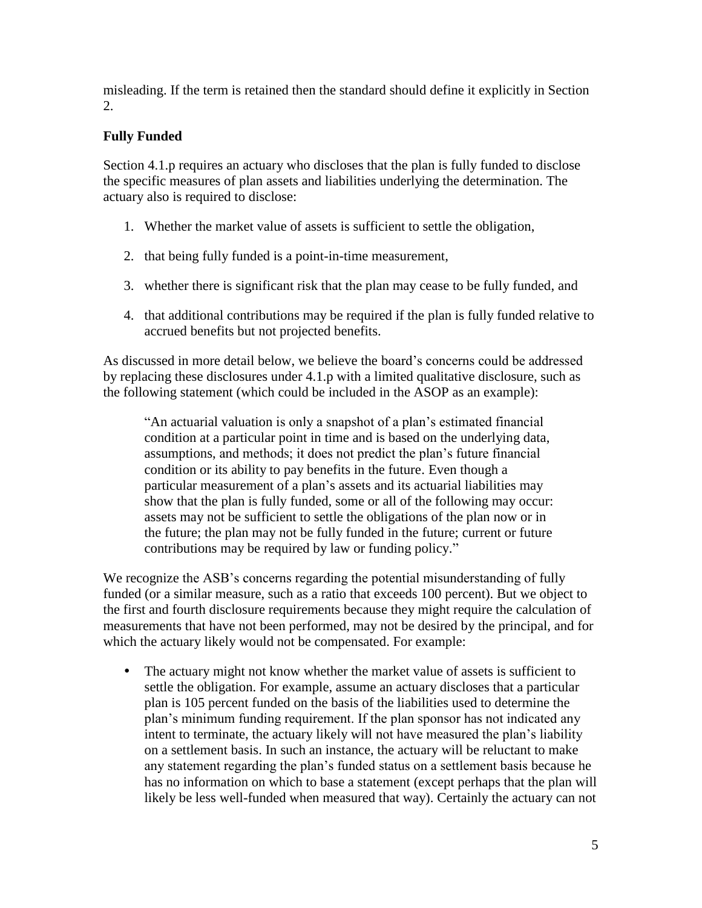misleading. If the term is retained then the standard should define it explicitly in Section 2.

**Fully Funded**

Section 4.1.p requires an actuary who discloses that the plan is fully funded to disclose the specific measures of plan assets and liabilities underlying the determination. The actuary also is required to disclose:

1. Whether the market value of assets is sufficient to settle the obligation,
2. that being fully funded is a point-in-time measurement,
3. whether there is significant risk that the plan may cease to be fully funded, and
4. that additional contributions may be required if the plan is fully funded relative to accrued benefits but not projected benefits.

As discussed in more detail below, we believe the board's concerns could be addressed by replacing these disclosures under 4.1.p with a limited qualitative disclosure, such as the following statement (which could be included in the ASOP as an example):

> "An actuarial valuation is only a snapshot of a plan's estimated financial condition at a particular point in time and is based on the underlying data, assumptions, and methods; it does not predict the plan's future financial condition or its ability to pay benefits in the future. Even though a particular measurement of a plan's assets and its actuarial liabilities may show that the plan is fully funded, some or all of the following may occur: assets may not be sufficient to settle the obligations of the plan now or in the future; the plan may not be fully funded in the future; current or future contributions may be required by law or funding policy."

We recognize the ASB's concerns regarding the potential misunderstanding of fully funded (or a similar measure, such as a ratio that exceeds 100 percent). But we object to the first and fourth disclosure requirements because they might require the calculation of measurements that have not been performed, may not be desired by the principal, and for which the actuary likely would not be compensated. For example:

- The actuary might not know whether the market value of assets is sufficient to settle the obligation. For example, assume an actuary discloses that a particular plan is 105 percent funded on the basis of the liabilities used to determine the plan's minimum funding requirement. If the plan sponsor has not indicated any intent to terminate, the actuary likely will not have measured the plan's liability on a settlement basis. In such an instance, the actuary will be reluctant to make any statement regarding the plan's funded status on a settlement basis because he has no information on which to base a statement (except perhaps that the plan will likely be less well-funded when measured that way). Certainly the actuary can not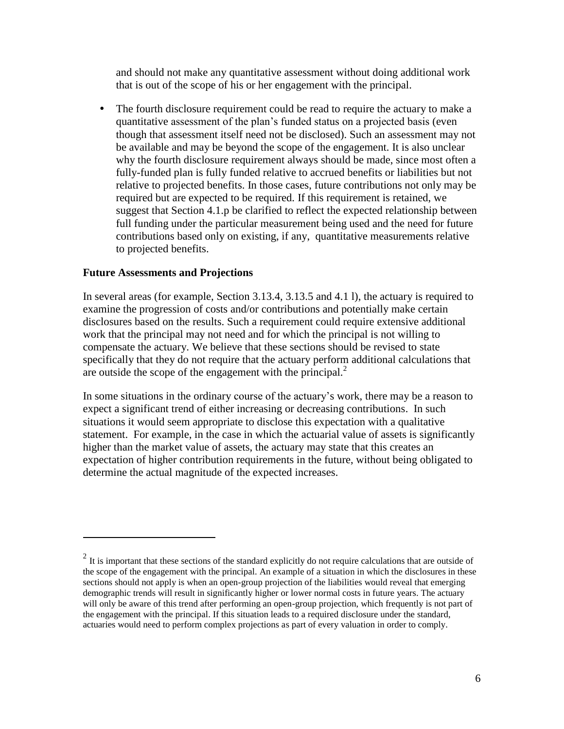and should not make any quantitative assessment without doing additional work that is out of the scope of his or her engagement with the principal.

- The fourth disclosure requirement could be read to require the actuary to make a quantitative assessment of the plan's funded status on a projected basis (even though that assessment itself need not be disclosed). Such an assessment may not be available and may be beyond the scope of the engagement. It is also unclear why the fourth disclosure requirement always should be made, since most often a fully-funded plan is fully funded relative to accrued benefits or liabilities but not relative to projected benefits. In those cases, future contributions not only may be required but are expected to be required. If this requirement is retained, we suggest that Section 4.1.p be clarified to reflect the expected relationship between full funding under the particular measurement being used and the need for future contributions based only on existing, if any, quantitative measurements relative to projected benefits.

**Future Assessments and Projections**

In several areas (for example, Section 3.13.4, 3.13.5 and 4.1 l), the actuary is required to examine the progression of costs and/or contributions and potentially make certain disclosures based on the results. Such a requirement could require extensive additional work that the principal may not need and for which the principal is not willing to compensate the actuary. We believe that these sections should be revised to state specifically that they do not require that the actuary perform additional calculations that are outside the scope of the engagement with the principal.[2]

In some situations in the ordinary course of the actuary's work, there may be a reason to expect a significant trend of either increasing or decreasing contributions. In such situations it would seem appropriate to disclose this expectation with a qualitative statement. For example, in the case in which the actuarial value of assets is significantly higher than the market value of assets, the actuary may state that this creates an expectation of higher contribution requirements in the future, without being obligated to determine the actual magnitude of the expected increases.

---

[2] It is important that these sections of the standard explicitly do not require calculations that are outside of the scope of the engagement with the principal. An example of a situation in which the disclosures in these sections should not apply is when an open-group projection of the liabilities would reveal that emerging demographic trends will result in significantly higher or lower normal costs in future years. The actuary will only be aware of this trend after performing an open-group projection, which frequently is not part of the engagement with the principal. If this situation leads to a required disclosure under the standard, actuaries would need to perform complex projections as part of every valuation in order to comply.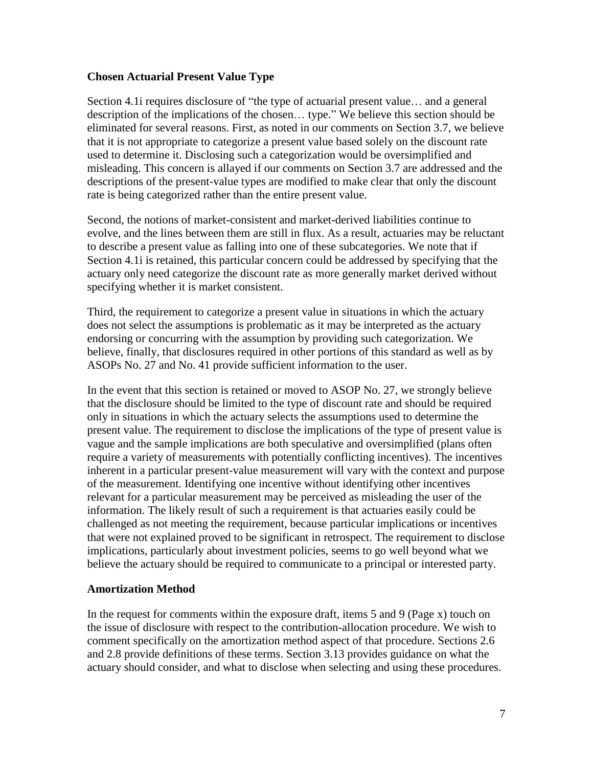**Chosen Actuarial Present Value Type**

Section 4.1i requires disclosure of "the type of actuarial present value… and a general description of the implications of the chosen… type." We believe this section should be eliminated for several reasons. First, as noted in our comments on Section 3.7, we believe that it is not appropriate to categorize a present value based solely on the discount rate used to determine it. Disclosing such a categorization would be oversimplified and misleading. This concern is allayed if our comments on Section 3.7 are addressed and the descriptions of the present-value types are modified to make clear that only the discount rate is being categorized rather than the entire present value.

Second, the notions of market-consistent and market-derived liabilities continue to evolve, and the lines between them are still in flux. As a result, actuaries may be reluctant to describe a present value as falling into one of these subcategories. We note that if Section 4.1i is retained, this particular concern could be addressed by specifying that the actuary only need categorize the discount rate as more generally market derived without specifying whether it is market consistent.

Third, the requirement to categorize a present value in situations in which the actuary does not select the assumptions is problematic as it may be interpreted as the actuary endorsing or concurring with the assumption by providing such categorization. We believe, finally, that disclosures required in other portions of this standard as well as by ASOPs No. 27 and No. 41 provide sufficient information to the user.

In the event that this section is retained or moved to ASOP No. 27, we strongly believe that the disclosure should be limited to the type of discount rate and should be required only in situations in which the actuary selects the assumptions used to determine the present value. The requirement to disclose the implications of the type of present value is vague and the sample implications are both speculative and oversimplified (plans often require a variety of measurements with potentially conflicting incentives). The incentives inherent in a particular present-value measurement will vary with the context and purpose of the measurement. Identifying one incentive without identifying other incentives relevant for a particular measurement may be perceived as misleading the user of the information. The likely result of such a requirement is that actuaries easily could be challenged as not meeting the requirement, because particular implications or incentives that were not explained proved to be significant in retrospect. The requirement to disclose implications, particularly about investment policies, seems to go well beyond what we believe the actuary should be required to communicate to a principal or interested party.

**Amortization Method**

In the request for comments within the exposure draft, items 5 and 9 (Page x) touch on the issue of disclosure with respect to the contribution-allocation procedure. We wish to comment specifically on the amortization method aspect of that procedure. Sections 2.6 and 2.8 provide definitions of these terms. Section 3.13 provides guidance on what the actuary should consider, and what to disclose when selecting and using these procedures.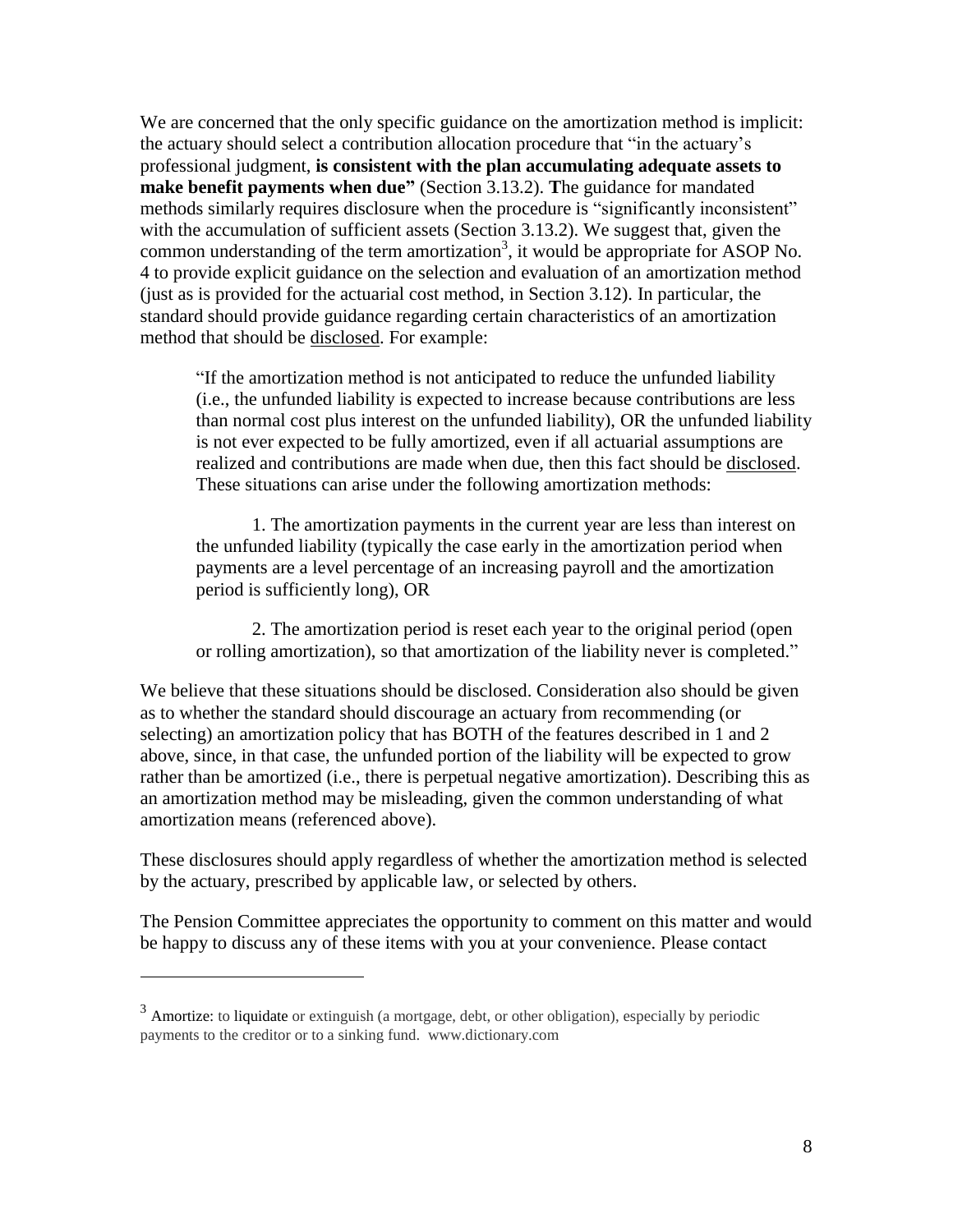We are concerned that the only specific guidance on the amortization method is implicit: the actuary should select a contribution allocation procedure that "in the actuary's professional judgment, **is consistent with the plan accumulating adequate assets to make benefit payments when due"** (Section 3.13.2). **T**he guidance for mandated methods similarly requires disclosure when the procedure is "significantly inconsistent" with the accumulation of sufficient assets (Section 3.13.2). We suggest that, given the common understanding of the term amortization[3], it would be appropriate for ASOP No. 4 to provide explicit guidance on the selection and evaluation of an amortization method (just as is provided for the actuarial cost method, in Section 3.12). In particular, the standard should provide guidance regarding certain characteristics of an amortization method that should be <u>disclosed</u>. For example:

> "If the amortization method is not anticipated to reduce the unfunded liability (i.e., the unfunded liability is expected to increase because contributions are less than normal cost plus interest on the unfunded liability), OR the unfunded liability is not ever expected to be fully amortized, even if all actuarial assumptions are realized and contributions are made when due, then this fact should be <u>disclosed</u>. These situations can arise under the following amortization methods:
>
> 1. The amortization payments in the current year are less than interest on the unfunded liability (typically the case early in the amortization period when payments are a level percentage of an increasing payroll and the amortization period is sufficiently long), OR
>
> 2. The amortization period is reset each year to the original period (open or rolling amortization), so that amortization of the liability never is completed."

We believe that these situations should be disclosed. Consideration also should be given as to whether the standard should discourage an actuary from recommending (or selecting) an amortization policy that has BOTH of the features described in 1 and 2 above, since, in that case, the unfunded portion of the liability will be expected to grow rather than be amortized (i.e., there is perpetual negative amortization). Describing this as an amortization method may be misleading, given the common understanding of what amortization means (referenced above).

These disclosures should apply regardless of whether the amortization method is selected by the actuary, prescribed by applicable law, or selected by others.

The Pension Committee appreciates the opportunity to comment on this matter and would be happy to discuss any of these items with you at your convenience. Please contact

---

[3] Amortize: to liquidate or extinguish (a mortgage, debt, or other obligation), especially by periodic payments to the creditor or to a sinking fund. www.dictionary.com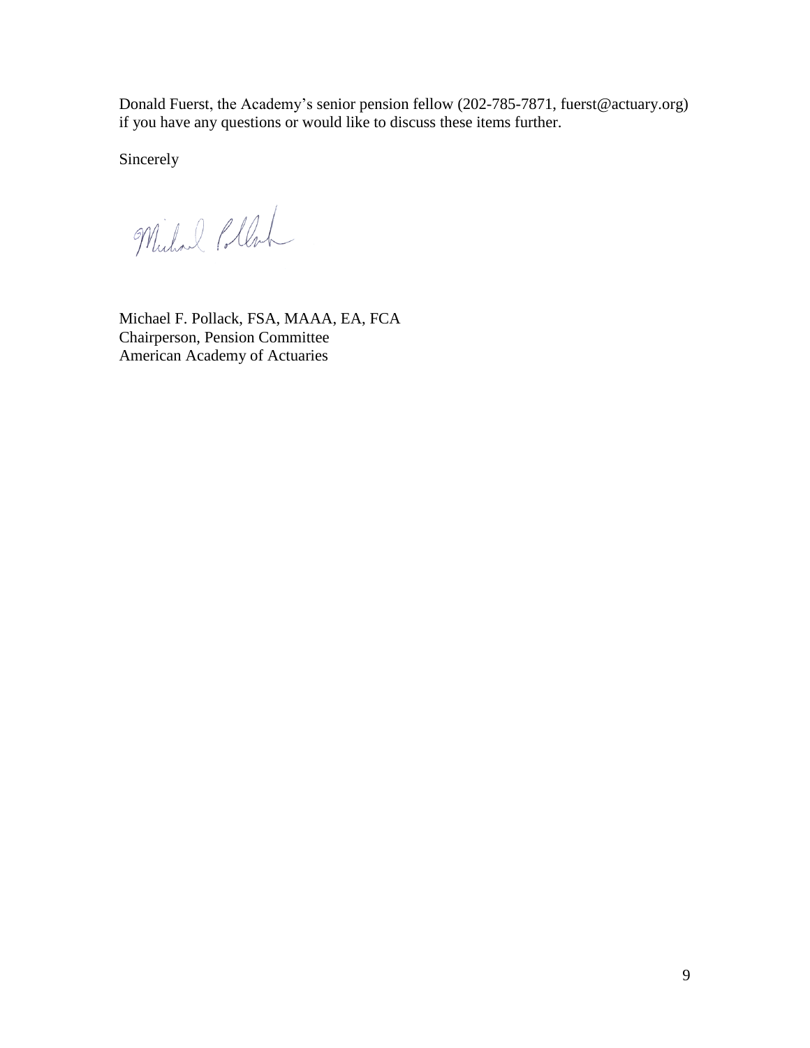Donald Fuerst, the Academy's senior pension fellow (202-785-7871, fuerst@actuary.org) if you have any questions or would like to discuss these items further.

Sincerely

Michael F. Pollack, FSA, MAAA, EA, FCA
Chairperson, Pension Committee
American Academy of Actuaries